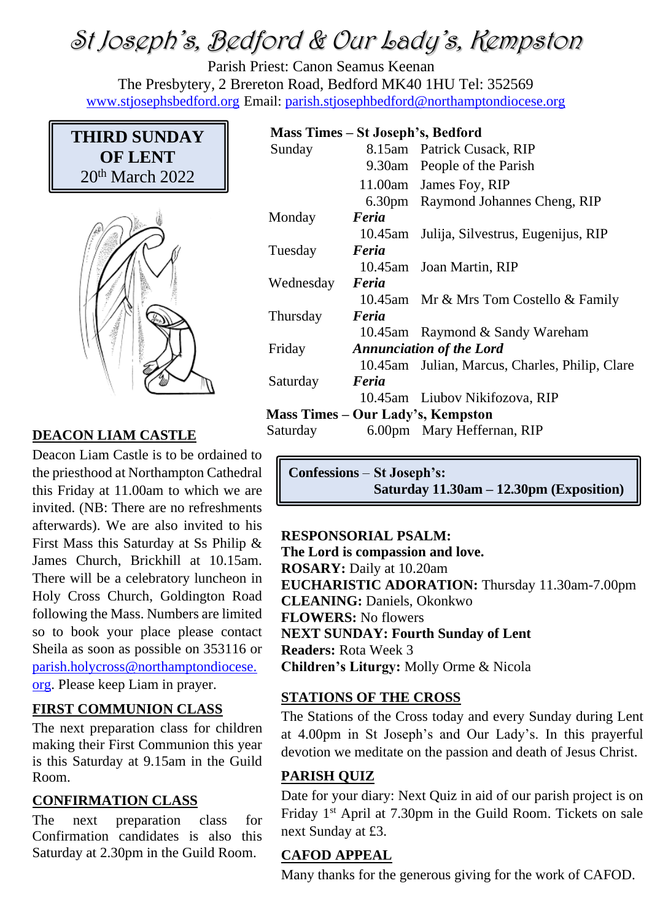# St Joseph's, Bedford & Our Lady's, Kempston

Parish Priest: Canon Seamus Keenan
The Presbytery, 2 Brereton Road, Bedford MK40 1HU Tel: 352569
www.stjosephsbedford.org Email: parish.stjosephbedford@northamptondiocese.org

**THIRD SUNDAY OF LENT**
20th March 2022

**Mass Times – St Joseph's, Bedford**

| | | |
|---|---|---|
| Sunday | 8.15am | Patrick Cusack, RIP |
| | 9.30am | People of the Parish |
| | 11.00am | James Foy, RIP |
| | 6.30pm | Raymond Johannes Cheng, RIP |
| Monday | ***Feria*** | |
| | 10.45am | Julija, Silvestrus, Eugenijus, RIP |
| Tuesday | ***Feria*** | |
| | 10.45am | Joan Martin, RIP |
| Wednesday | ***Feria*** | |
| | 10.45am | Mr & Mrs Tom Costello & Family |
| Thursday | ***Feria*** | |
| | 10.45am | Raymond & Sandy Wareham |
| Friday | ***Annunciation of the Lord*** | |
| | 10.45am | Julian, Marcus, Charles, Philip, Clare |
| Saturday | ***Feria*** | |
| | 10.45am | Liubov Nikifozova, RIP |

**Mass Times – Our Lady's, Kempston**

| | | |
|---|---|---|
| Saturday | 6.00pm | Mary Heffernan, RIP |

**Confessions** – **St Joseph's:**
**Saturday 11.30am – 12.30pm (Exposition)**

## DEACON LIAM CASTLE

Deacon Liam Castle is to be ordained to the priesthood at Northampton Cathedral this Friday at 11.00am to which we are invited. (NB: There are no refreshments afterwards). We are also invited to his First Mass this Saturday at Ss Philip & James Church, Brickhill at 10.15am. There will be a celebratory luncheon in Holy Cross Church, Goldington Road following the Mass. Numbers are limited so to book your place please contact Sheila as soon as possible on 353116 or parish.holycross@northamptondiocese.org. Please keep Liam in prayer.

## FIRST COMMUNION CLASS

The next preparation class for children making their First Communion this year is this Saturday at 9.15am in the Guild Room.

## CONFIRMATION CLASS

The next preparation class for Confirmation candidates is also this Saturday at 2.30pm in the Guild Room.

**RESPONSORIAL PSALM:**
**The Lord is compassion and love.**
**ROSARY:** Daily at 10.20am
**EUCHARISTIC ADORATION:** Thursday 11.30am-7.00pm
**CLEANING:** Daniels, Okonkwo
**FLOWERS:** No flowers
**NEXT SUNDAY: Fourth Sunday of Lent**
**Readers:** Rota Week 3
**Children's Liturgy:** Molly Orme & Nicola

## STATIONS OF THE CROSS

The Stations of the Cross today and every Sunday during Lent at 4.00pm in St Joseph's and Our Lady's. In this prayerful devotion we meditate on the passion and death of Jesus Christ.

## PARISH QUIZ

Date for your diary: Next Quiz in aid of our parish project is on Friday 1st April at 7.30pm in the Guild Room. Tickets on sale next Sunday at £3.

## CAFOD APPEAL

Many thanks for the generous giving for the work of CAFOD.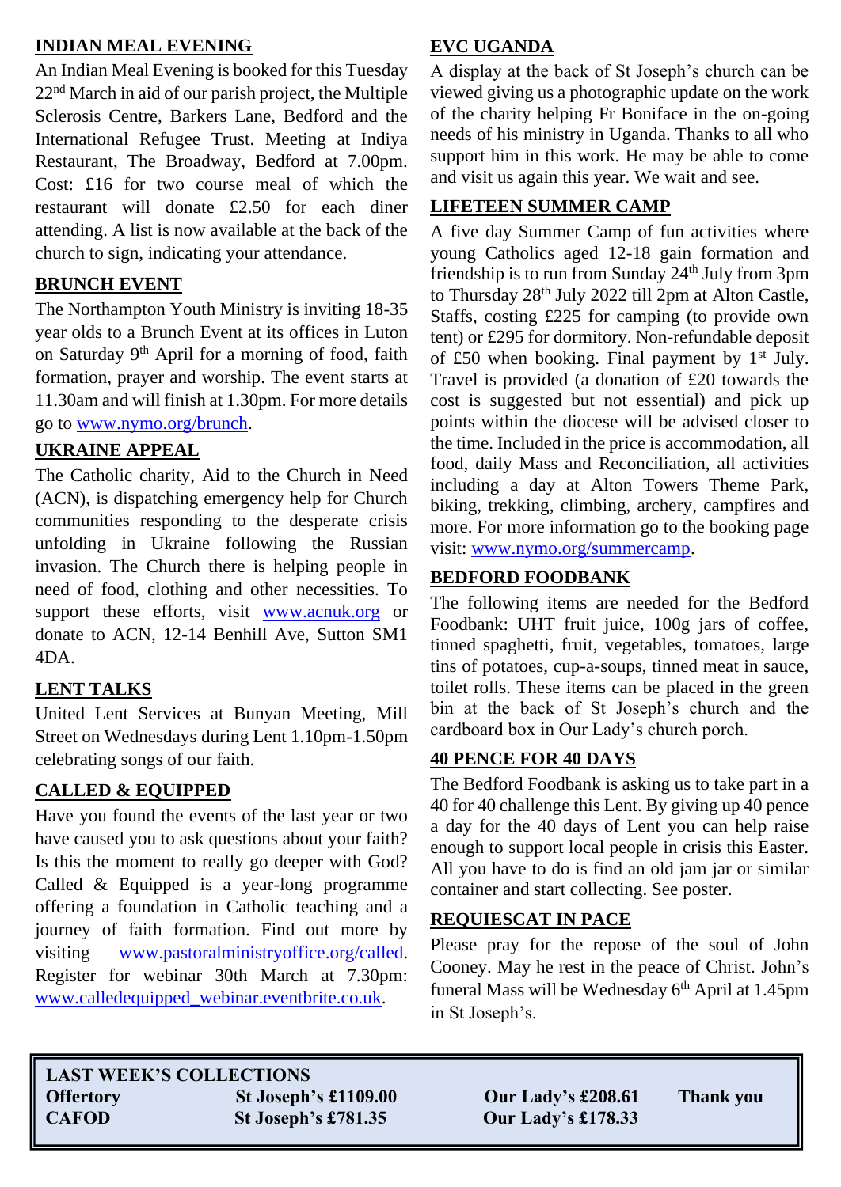## INDIAN MEAL EVENING

An Indian Meal Evening is booked for this Tuesday 22nd March in aid of our parish project, the Multiple Sclerosis Centre, Barkers Lane, Bedford and the International Refugee Trust. Meeting at Indiya Restaurant, The Broadway, Bedford at 7.00pm. Cost: £16 for two course meal of which the restaurant will donate £2.50 for each diner attending. A list is now available at the back of the church to sign, indicating your attendance.

## BRUNCH EVENT

The Northampton Youth Ministry is inviting 18-35 year olds to a Brunch Event at its offices in Luton on Saturday 9th April for a morning of food, faith formation, prayer and worship. The event starts at 11.30am and will finish at 1.30pm. For more details go to www.nymo.org/brunch.

## UKRAINE APPEAL

The Catholic charity, Aid to the Church in Need (ACN), is dispatching emergency help for Church communities responding to the desperate crisis unfolding in Ukraine following the Russian invasion. The Church there is helping people in need of food, clothing and other necessities. To support these efforts, visit www.acnuk.org or donate to ACN, 12-14 Benhill Ave, Sutton SM1 4DA.

## LENT TALKS

United Lent Services at Bunyan Meeting, Mill Street on Wednesdays during Lent 1.10pm-1.50pm celebrating songs of our faith.

## CALLED & EQUIPPED

Have you found the events of the last year or two have caused you to ask questions about your faith? Is this the moment to really go deeper with God? Called & Equipped is a year-long programme offering a foundation in Catholic teaching and a journey of faith formation. Find out more by visiting www.pastoralministryoffice.org/called. Register for webinar 30th March at 7.30pm: www.calledequipped_webinar.eventbrite.co.uk.

## EVC UGANDA

A display at the back of St Joseph's church can be viewed giving us a photographic update on the work of the charity helping Fr Boniface in the on-going needs of his ministry in Uganda. Thanks to all who support him in this work. He may be able to come and visit us again this year. We wait and see.

## LIFETEEN SUMMER CAMP

A five day Summer Camp of fun activities where young Catholics aged 12-18 gain formation and friendship is to run from Sunday 24th July from 3pm to Thursday 28th July 2022 till 2pm at Alton Castle, Staffs, costing £225 for camping (to provide own tent) or £295 for dormitory. Non-refundable deposit of £50 when booking. Final payment by 1st July. Travel is provided (a donation of £20 towards the cost is suggested but not essential) and pick up points within the diocese will be advised closer to the time. Included in the price is accommodation, all food, daily Mass and Reconciliation, all activities including a day at Alton Towers Theme Park, biking, trekking, climbing, archery, campfires and more. For more information go to the booking page visit: www.nymo.org/summercamp.

## BEDFORD FOODBANK

The following items are needed for the Bedford Foodbank: UHT fruit juice, 100g jars of coffee, tinned spaghetti, fruit, vegetables, tomatoes, large tins of potatoes, cup-a-soups, tinned meat in sauce, toilet rolls. These items can be placed in the green bin at the back of St Joseph's church and the cardboard box in Our Lady's church porch.

## 40 PENCE FOR 40 DAYS

The Bedford Foodbank is asking us to take part in a 40 for 40 challenge this Lent. By giving up 40 pence a day for the 40 days of Lent you can help raise enough to support local people in crisis this Easter. All you have to do is find an old jam jar or similar container and start collecting. See poster.

## REQUIESCAT IN PACE

Please pray for the repose of the soul of John Cooney. May he rest in the peace of Christ. John's funeral Mass will be Wednesday 6th April at 1.45pm in St Joseph's.

**LAST WEEK'S COLLECTIONS**

| | | | |
|---|---|---|---|
| **Offertory** | **St Joseph's £1109.00** | **Our Lady's £208.61** | **Thank you** |
| **CAFOD** | **St Joseph's £781.35** | **Our Lady's £178.33** | |